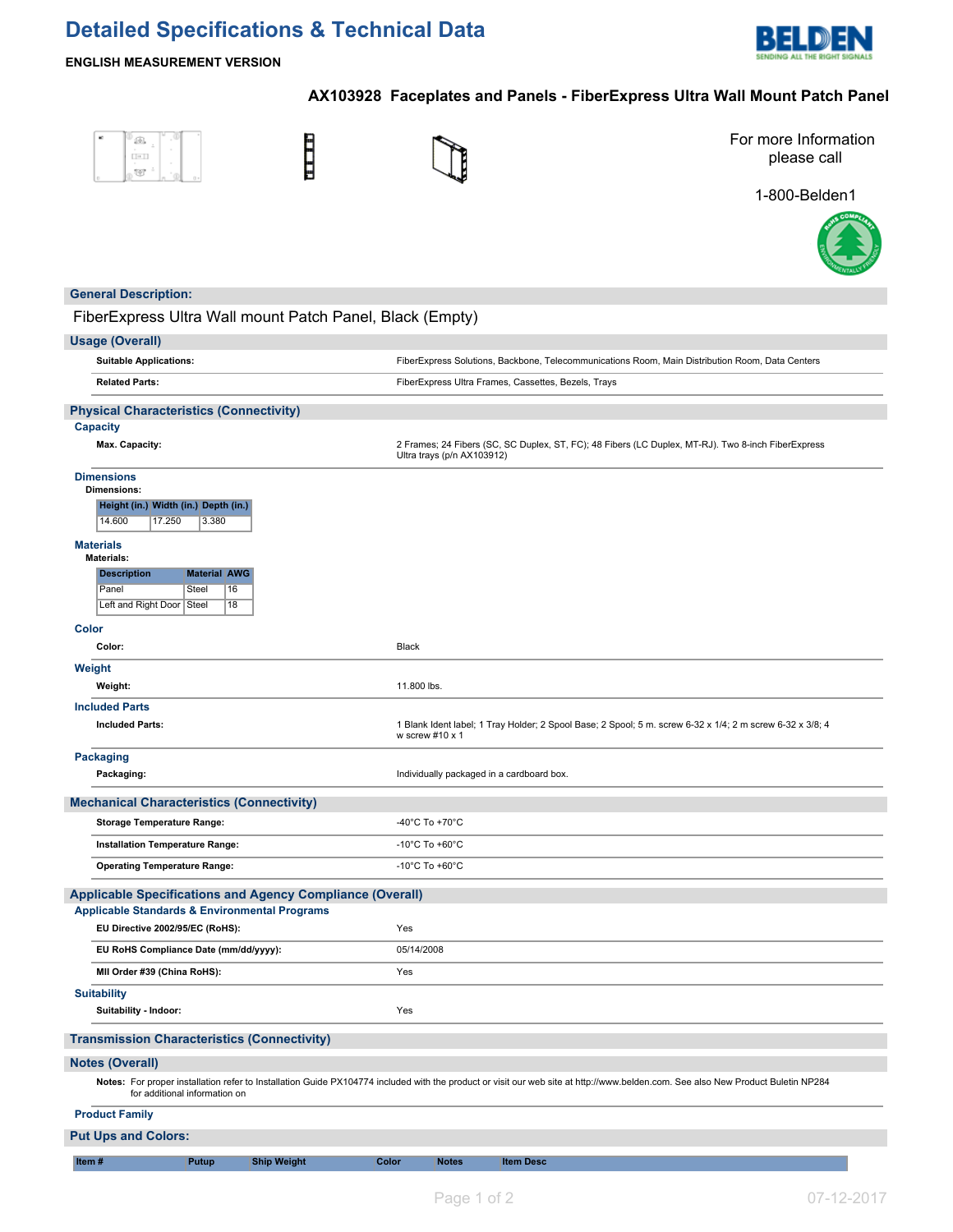# Detailed Specifications & Technical Data

**ENGLISH MEASUREMENT VERSION**

## AX103928 Faceplates and Panels - FiberExpress Ultra Wall Mount Patch Panel

For more Information please call

1-800-Belden1

## General Description:

FiberExpress Ultra Wall mount Patch Panel, Black (Empty)

## Usage (Overall)

| | |
|---|---|
| **Suitable Applications:** | FiberExpress Solutions, Backbone, Telecommunications Room, Main Distribution Room, Data Centers |
| **Related Parts:** | FiberExpress Ultra Frames, Cassettes, Bezels, Trays |

## Physical Characteristics (Connectivity)

### Capacity

| | |
|---|---|
| **Max. Capacity:** | 2 Frames; 24 Fibers (SC, SC Duplex, ST, FC); 48 Fibers (LC Duplex, MT-RJ). Two 8-inch FiberExpress Ultra trays (p/n AX103912) |

### Dimensions

**Dimensions:**

| Height (in.) | Width (in.) | Depth (in.) |
|---|---|---|
| 14.600 | 17.250 | 3.380 |

### Materials

**Materials:**

| Description | Material | AWG |
|---|---|---|
| Panel | Steel | 16 |
| Left and Right Door | Steel | 18 |

### Color

| | |
|---|---|
| **Color:** | Black |

### Weight

| | |
|---|---|
| **Weight:** | 11.800 lbs. |

### Included Parts

| | |
|---|---|
| **Included Parts:** | 1 Blank Ident label; 1 Tray Holder; 2 Spool Base; 2 Spool; 5 m. screw 6-32 x 1/4; 2 m screw 6-32 x 3/8; 4 w screw #10 x 1 |

### Packaging

| | |
|---|---|
| **Packaging:** | Individually packaged in a cardboard box. |

## Mechanical Characteristics (Connectivity)

| | |
|---|---|
| **Storage Temperature Range:** | -40°C To +70°C |
| **Installation Temperature Range:** | -10°C To +60°C |
| **Operating Temperature Range:** | -10°C To +60°C |

## Applicable Specifications and Agency Compliance (Overall)

### Applicable Standards & Environmental Programs

| | |
|---|---|
| **EU Directive 2002/95/EC (RoHS):** | Yes |
| **EU RoHS Compliance Date (mm/dd/yyyy):** | 05/14/2008 |
| **MII Order #39 (China RoHS):** | Yes |

### Suitability

| | |
|---|---|
| **Suitability - Indoor:** | Yes |

## Transmission Characteristics (Connectivity)

## Notes (Overall)

**Notes:** For proper installation refer to Installation Guide PX104774 included with the product or visit our web site at http://www.belden.com. See also New Product Buletin NP284 for additional information on

### Product Family

## Put Ups and Colors:

| Item # | Putup | Ship Weight | Color | Notes | Item Desc |
|---|---|---|---|---|---|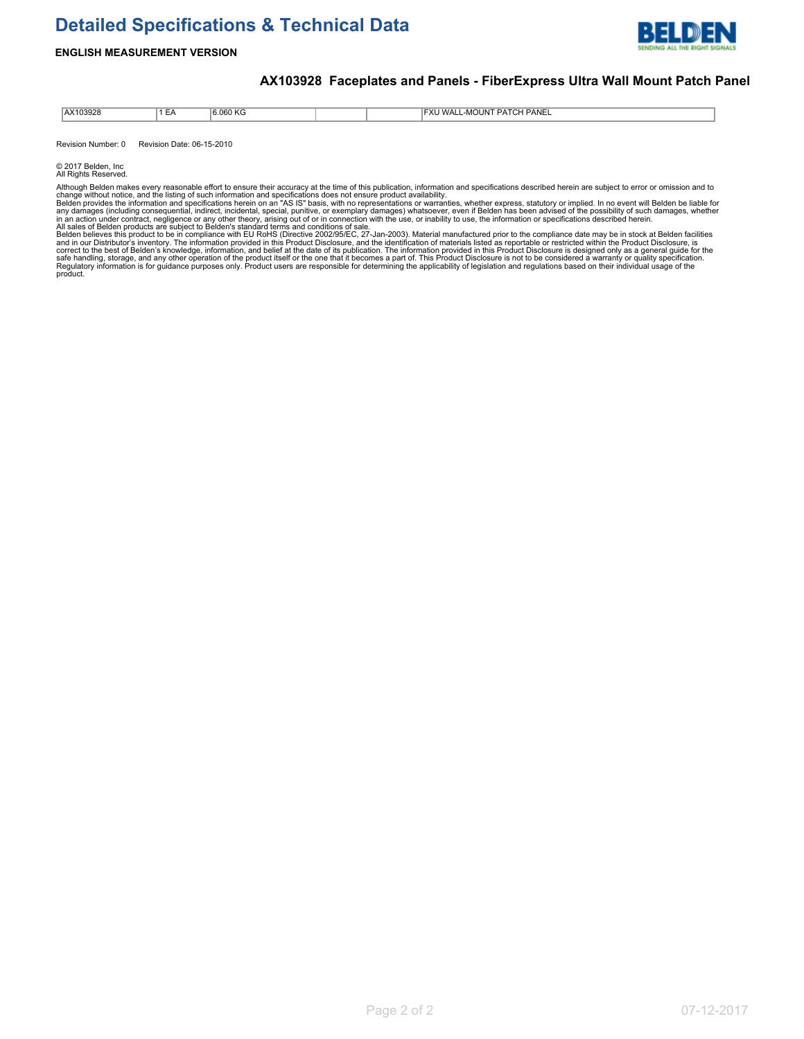# Detailed Specifications & Technical Data

**ENGLISH MEASUREMENT VERSION**

## AX103928 Faceplates and Panels - FiberExpress Ultra Wall Mount Patch Panel

| AX103928 | 1 EA | 6.060 KG | | | FXU WALL-MOUNT PATCH PANEL |
|---|---|---|---|---|---|

Revision Number: 0 Revision Date: 06-15-2010

© 2017 Belden, Inc
All Rights Reserved.

Although Belden makes every reasonable effort to ensure their accuracy at the time of this publication, information and specifications described herein are subject to error or omission and to change without notice, and the listing of such information and specifications does not ensure product availability.
Belden provides the information and specifications herein on an "AS IS" basis, with no representations or warranties, whether express, statutory or implied. In no event will Belden be liable for any damages (including consequential, indirect, incidental, special, punitive, or exemplary damages) whatsoever, even if Belden has been advised of the possibility of such damages, whether in an action under contract, negligence or any other theory, arising out of or in connection with the use, or inability to use, the information or specifications described herein.
All sales of Belden products are subject to Belden's standard terms and conditions of sale.
Belden believes this product to be in compliance with EU RoHS (Directive 2002/95/EC, 27-Jan-2003). Material manufactured prior to the compliance date may be in stock at Belden facilities and in our Distributor's inventory. The information provided in this Product Disclosure, and the identification of materials listed as reportable or restricted within the Product Disclosure, is correct to the best of Belden's knowledge, information, and belief at the date of its publication. The information provided in this Product Disclosure is designed only as a general guide for the safe handling, storage, and any other operation of the product itself or the one that it becomes a part of. This Product Disclosure is not to be considered a warranty or quality specification. Regulatory information is for guidance purposes only. Product users are responsible for determining the applicability of legislation and regulations based on their individual usage of the product.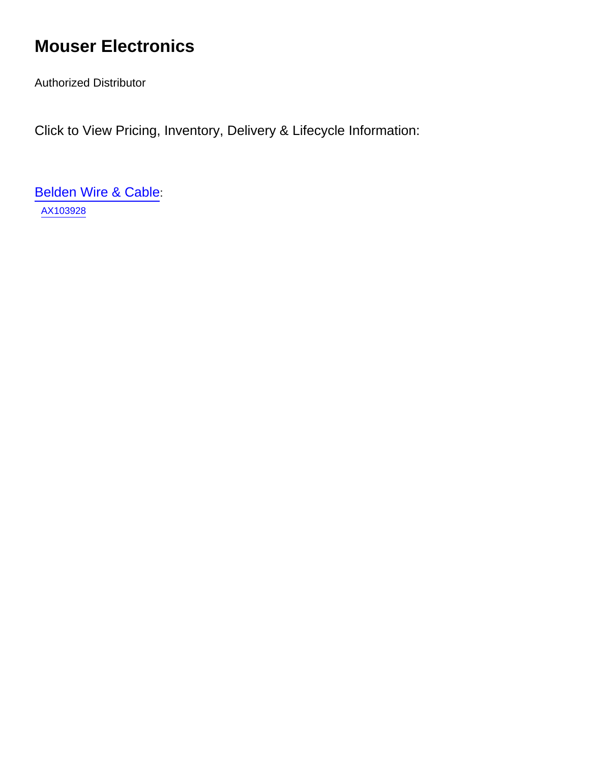# Mouser Electronics

Authorized Distributor

Click to View Pricing, Inventory, Delivery & Lifecycle Information:

Belden Wire & Cable:

AX103928